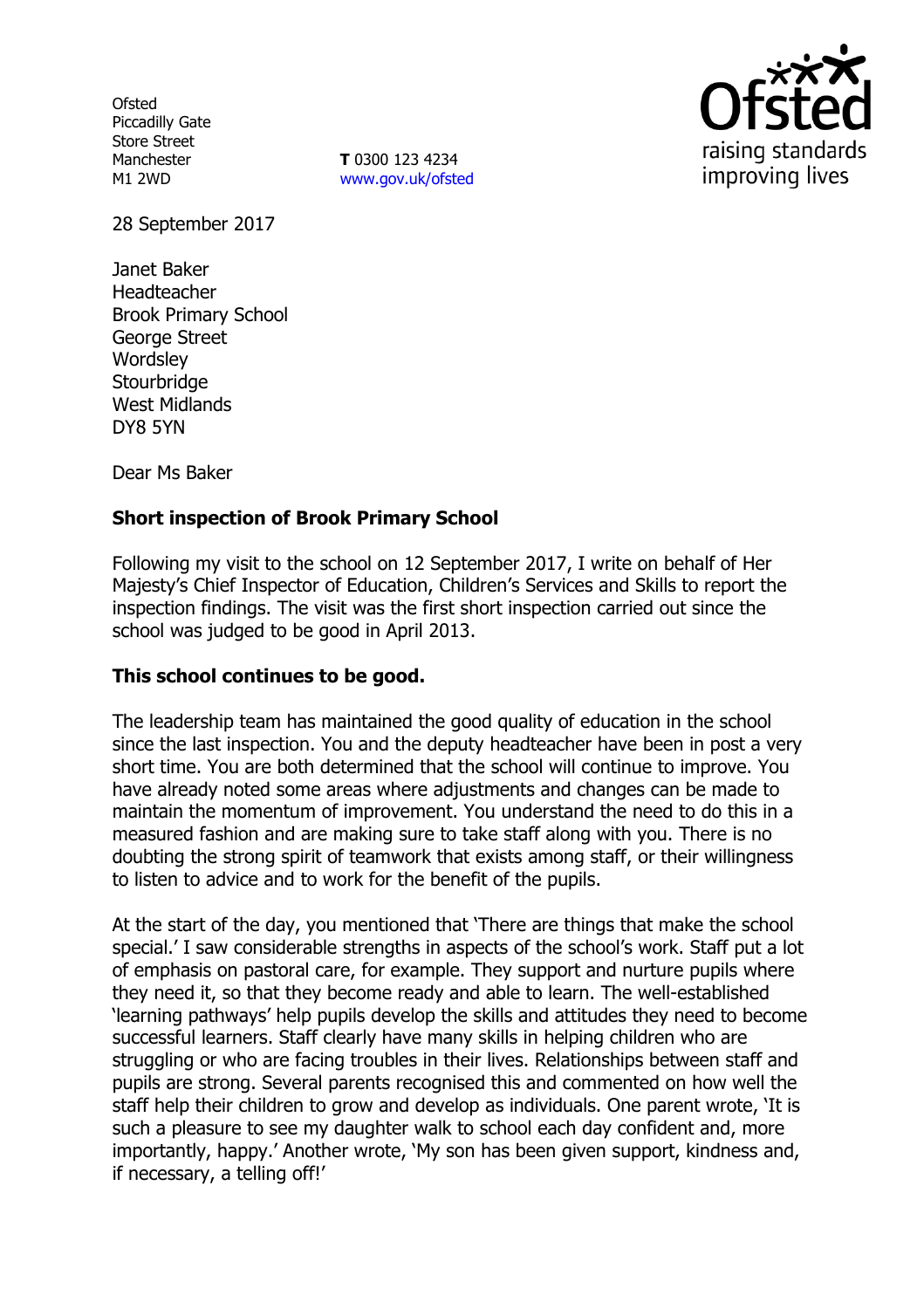Ofsted
Piccadilly Gate
Store Street
Manchester
M1 2WD

**T** 0300 123 4234
www.gov.uk/ofsted

28 September 2017

Janet Baker
Headteacher
Brook Primary School
George Street
Wordsley
Stourbridge
West Midlands
DY8 5YN

Dear Ms Baker

**Short inspection of Brook Primary School**

Following my visit to the school on 12 September 2017, I write on behalf of Her Majesty's Chief Inspector of Education, Children's Services and Skills to report the inspection findings. The visit was the first short inspection carried out since the school was judged to be good in April 2013.

**This school continues to be good.**

The leadership team has maintained the good quality of education in the school since the last inspection. You and the deputy headteacher have been in post a very short time. You are both determined that the school will continue to improve. You have already noted some areas where adjustments and changes can be made to maintain the momentum of improvement. You understand the need to do this in a measured fashion and are making sure to take staff along with you. There is no doubting the strong spirit of teamwork that exists among staff, or their willingness to listen to advice and to work for the benefit of the pupils.

At the start of the day, you mentioned that 'There are things that make the school special.' I saw considerable strengths in aspects of the school's work. Staff put a lot of emphasis on pastoral care, for example. They support and nurture pupils where they need it, so that they become ready and able to learn. The well-established 'learning pathways' help pupils develop the skills and attitudes they need to become successful learners. Staff clearly have many skills in helping children who are struggling or who are facing troubles in their lives. Relationships between staff and pupils are strong. Several parents recognised this and commented on how well the staff help their children to grow and develop as individuals. One parent wrote, 'It is such a pleasure to see my daughter walk to school each day confident and, more importantly, happy.' Another wrote, 'My son has been given support, kindness and, if necessary, a telling off!'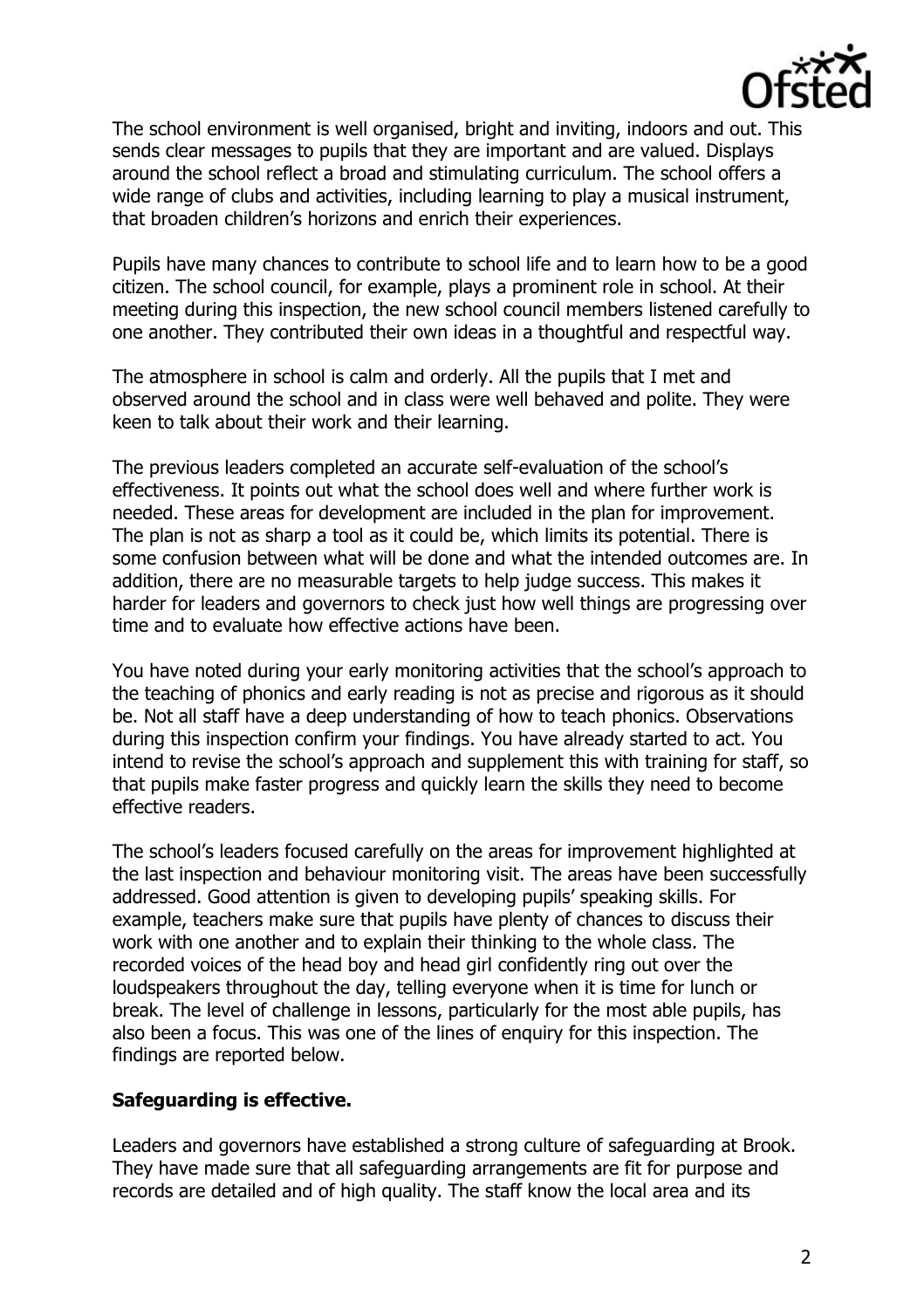The school environment is well organised, bright and inviting, indoors and out. This sends clear messages to pupils that they are important and are valued. Displays around the school reflect a broad and stimulating curriculum. The school offers a wide range of clubs and activities, including learning to play a musical instrument, that broaden children's horizons and enrich their experiences.

Pupils have many chances to contribute to school life and to learn how to be a good citizen. The school council, for example, plays a prominent role in school. At their meeting during this inspection, the new school council members listened carefully to one another. They contributed their own ideas in a thoughtful and respectful way.

The atmosphere in school is calm and orderly. All the pupils that I met and observed around the school and in class were well behaved and polite. They were keen to talk about their work and their learning.

The previous leaders completed an accurate self-evaluation of the school's effectiveness. It points out what the school does well and where further work is needed. These areas for development are included in the plan for improvement. The plan is not as sharp a tool as it could be, which limits its potential. There is some confusion between what will be done and what the intended outcomes are. In addition, there are no measurable targets to help judge success. This makes it harder for leaders and governors to check just how well things are progressing over time and to evaluate how effective actions have been.

You have noted during your early monitoring activities that the school's approach to the teaching of phonics and early reading is not as precise and rigorous as it should be. Not all staff have a deep understanding of how to teach phonics. Observations during this inspection confirm your findings. You have already started to act. You intend to revise the school's approach and supplement this with training for staff, so that pupils make faster progress and quickly learn the skills they need to become effective readers.

The school's leaders focused carefully on the areas for improvement highlighted at the last inspection and behaviour monitoring visit. The areas have been successfully addressed. Good attention is given to developing pupils' speaking skills. For example, teachers make sure that pupils have plenty of chances to discuss their work with one another and to explain their thinking to the whole class. The recorded voices of the head boy and head girl confidently ring out over the loudspeakers throughout the day, telling everyone when it is time for lunch or break. The level of challenge in lessons, particularly for the most able pupils, has also been a focus. This was one of the lines of enquiry for this inspection. The findings are reported below.

**Safeguarding is effective.**

Leaders and governors have established a strong culture of safeguarding at Brook. They have made sure that all safeguarding arrangements are fit for purpose and records are detailed and of high quality. The staff know the local area and its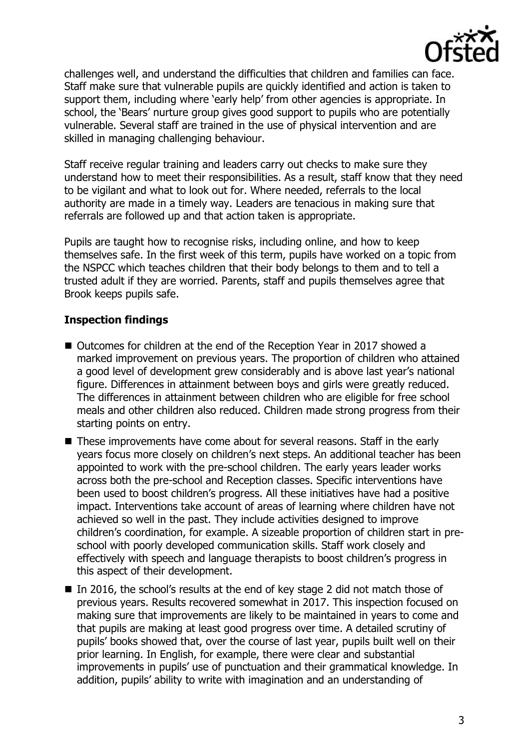challenges well, and understand the difficulties that children and families can face. Staff make sure that vulnerable pupils are quickly identified and action is taken to support them, including where 'early help' from other agencies is appropriate. In school, the 'Bears' nurture group gives good support to pupils who are potentially vulnerable. Several staff are trained in the use of physical intervention and are skilled in managing challenging behaviour.

Staff receive regular training and leaders carry out checks to make sure they understand how to meet their responsibilities. As a result, staff know that they need to be vigilant and what to look out for. Where needed, referrals to the local authority are made in a timely way. Leaders are tenacious in making sure that referrals are followed up and that action taken is appropriate.

Pupils are taught how to recognise risks, including online, and how to keep themselves safe. In the first week of this term, pupils have worked on a topic from the NSPCC which teaches children that their body belongs to them and to tell a trusted adult if they are worried. Parents, staff and pupils themselves agree that Brook keeps pupils safe.

## Inspection findings

- Outcomes for children at the end of the Reception Year in 2017 showed a marked improvement on previous years. The proportion of children who attained a good level of development grew considerably and is above last year's national figure. Differences in attainment between boys and girls were greatly reduced. The differences in attainment between children who are eligible for free school meals and other children also reduced. Children made strong progress from their starting points on entry.
- These improvements have come about for several reasons. Staff in the early years focus more closely on children's next steps. An additional teacher has been appointed to work with the pre-school children. The early years leader works across both the pre-school and Reception classes. Specific interventions have been used to boost children's progress. All these initiatives have had a positive impact. Interventions take account of areas of learning where children have not achieved so well in the past. They include activities designed to improve children's coordination, for example. A sizeable proportion of children start in pre-school with poorly developed communication skills. Staff work closely and effectively with speech and language therapists to boost children's progress in this aspect of their development.
- In 2016, the school's results at the end of key stage 2 did not match those of previous years. Results recovered somewhat in 2017. This inspection focused on making sure that improvements are likely to be maintained in years to come and that pupils are making at least good progress over time. A detailed scrutiny of pupils' books showed that, over the course of last year, pupils built well on their prior learning. In English, for example, there were clear and substantial improvements in pupils' use of punctuation and their grammatical knowledge. In addition, pupils' ability to write with imagination and an understanding of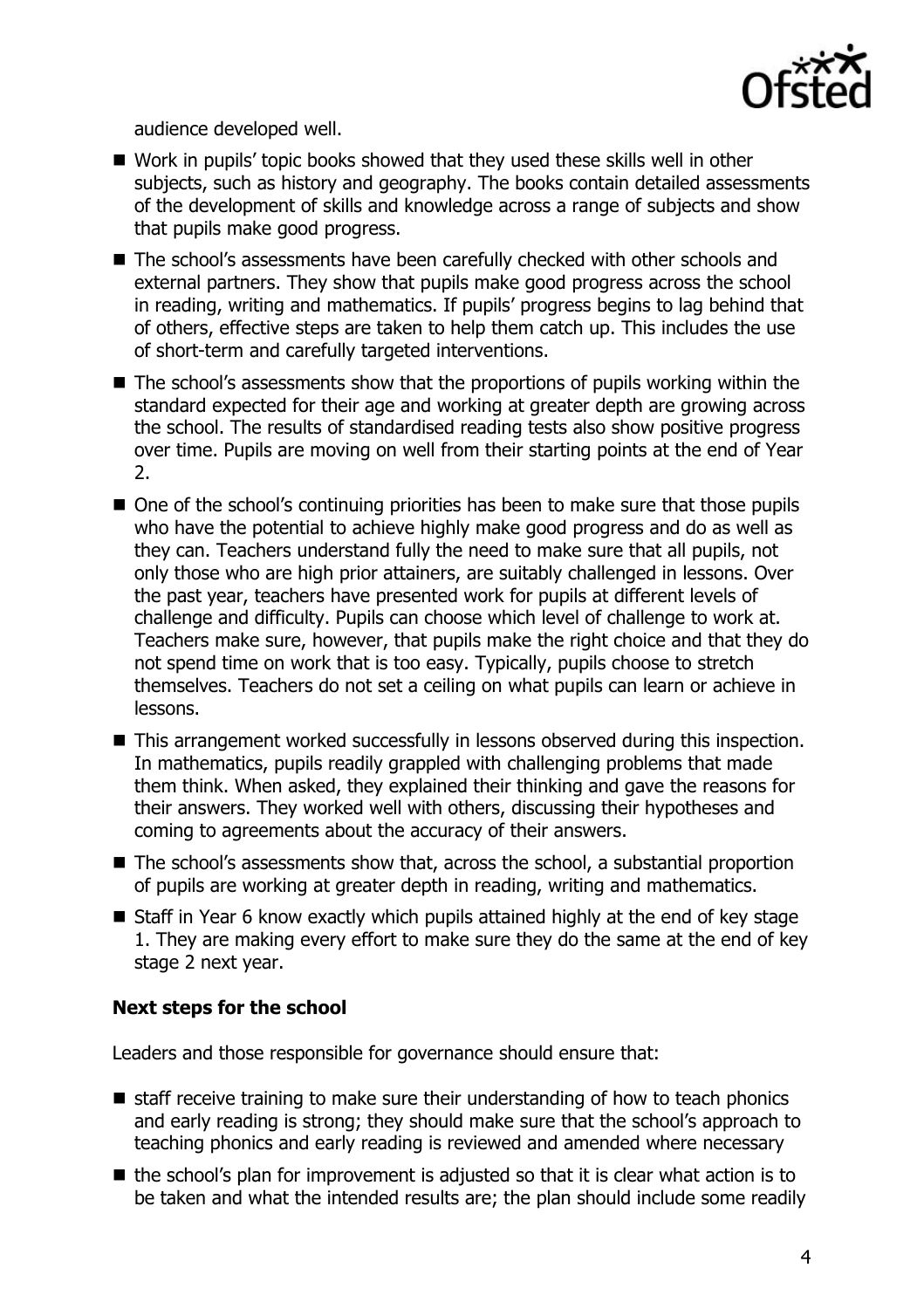audience developed well.

- Work in pupils' topic books showed that they used these skills well in other subjects, such as history and geography. The books contain detailed assessments of the development of skills and knowledge across a range of subjects and show that pupils make good progress.
- The school's assessments have been carefully checked with other schools and external partners. They show that pupils make good progress across the school in reading, writing and mathematics. If pupils' progress begins to lag behind that of others, effective steps are taken to help them catch up. This includes the use of short-term and carefully targeted interventions.
- The school's assessments show that the proportions of pupils working within the standard expected for their age and working at greater depth are growing across the school. The results of standardised reading tests also show positive progress over time. Pupils are moving on well from their starting points at the end of Year 2.
- One of the school's continuing priorities has been to make sure that those pupils who have the potential to achieve highly make good progress and do as well as they can. Teachers understand fully the need to make sure that all pupils, not only those who are high prior attainers, are suitably challenged in lessons. Over the past year, teachers have presented work for pupils at different levels of challenge and difficulty. Pupils can choose which level of challenge to work at. Teachers make sure, however, that pupils make the right choice and that they do not spend time on work that is too easy. Typically, pupils choose to stretch themselves. Teachers do not set a ceiling on what pupils can learn or achieve in lessons.
- This arrangement worked successfully in lessons observed during this inspection. In mathematics, pupils readily grappled with challenging problems that made them think. When asked, they explained their thinking and gave the reasons for their answers. They worked well with others, discussing their hypotheses and coming to agreements about the accuracy of their answers.
- The school's assessments show that, across the school, a substantial proportion of pupils are working at greater depth in reading, writing and mathematics.
- Staff in Year 6 know exactly which pupils attained highly at the end of key stage 1. They are making every effort to make sure they do the same at the end of key stage 2 next year.

## Next steps for the school

Leaders and those responsible for governance should ensure that:

- staff receive training to make sure their understanding of how to teach phonics and early reading is strong; they should make sure that the school's approach to teaching phonics and early reading is reviewed and amended where necessary
- the school's plan for improvement is adjusted so that it is clear what action is to be taken and what the intended results are; the plan should include some readily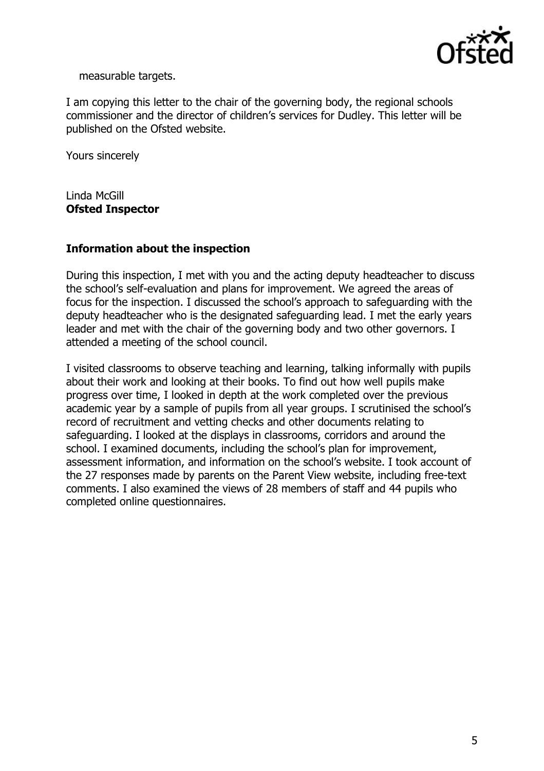measurable targets.

I am copying this letter to the chair of the governing body, the regional schools commissioner and the director of children's services for Dudley. This letter will be published on the Ofsted website.

Yours sincerely

Linda McGill
**Ofsted Inspector**

## Information about the inspection

During this inspection, I met with you and the acting deputy headteacher to discuss the school's self-evaluation and plans for improvement. We agreed the areas of focus for the inspection. I discussed the school's approach to safeguarding with the deputy headteacher who is the designated safeguarding lead. I met the early years leader and met with the chair of the governing body and two other governors. I attended a meeting of the school council.

I visited classrooms to observe teaching and learning, talking informally with pupils about their work and looking at their books. To find out how well pupils make progress over time, I looked in depth at the work completed over the previous academic year by a sample of pupils from all year groups. I scrutinised the school's record of recruitment and vetting checks and other documents relating to safeguarding. I looked at the displays in classrooms, corridors and around the school. I examined documents, including the school's plan for improvement, assessment information, and information on the school's website. I took account of the 27 responses made by parents on the Parent View website, including free-text comments. I also examined the views of 28 members of staff and 44 pupils who completed online questionnaires.